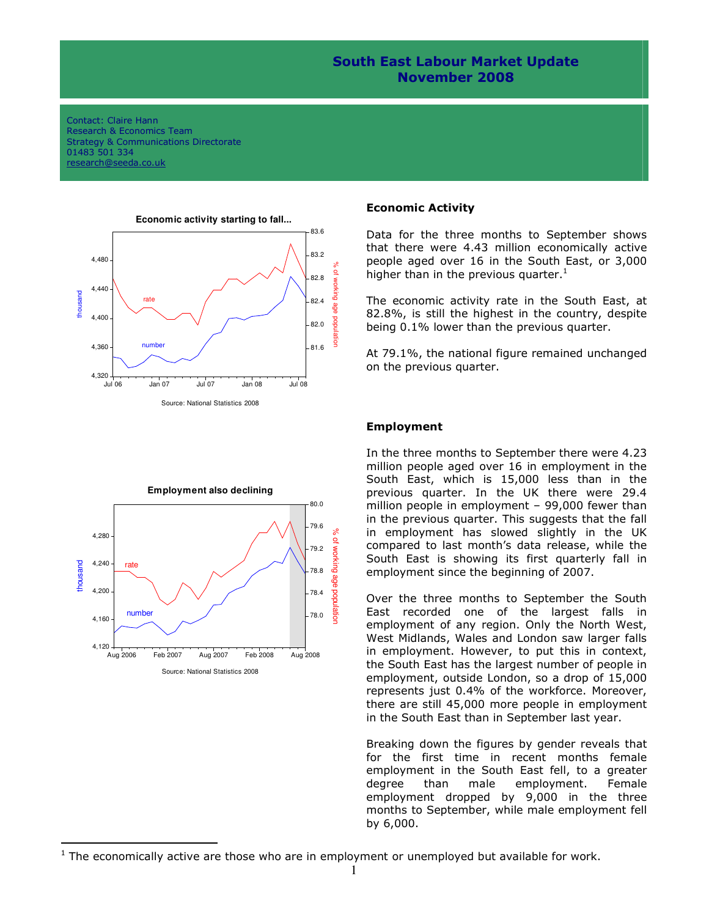# South East Labour Market Update
# November 2008

Contact: Claire Hann
Research & Economics Team
Strategy & Communications Directorate
01483 501 334
research@seeda.co.uk

**Economic activity starting to fall...**

Source: National Statistics 2008

## Economic Activity

Data for the three months to September shows that there were 4.43 million economically active people aged over 16 in the South East, or 3,000 higher than in the previous quarter.[1]

The economic activity rate in the South East, at 82.8%, is still the highest in the country, despite being 0.1% lower than the previous quarter.

At 79.1%, the national figure remained unchanged on the previous quarter.

**Employment also declining**

Source: National Statistics 2008

## Employment

In the three months to September there were 4.23 million people aged over 16 in employment in the South East, which is 15,000 less than in the previous quarter. In the UK there were 29.4 million people in employment – 99,000 fewer than in the previous quarter. This suggests that the fall in employment has slowed slightly in the UK compared to last month's data release, while the South East is showing its first quarterly fall in employment since the beginning of 2007.

Over the three months to September the South East recorded one of the largest falls in employment of any region. Only the North West, West Midlands, Wales and London saw larger falls in employment. However, to put this in context, the South East has the largest number of people in employment, outside London, so a drop of 15,000 represents just 0.4% of the workforce. Moreover, there are still 45,000 more people in employment in the South East than in September last year.

Breaking down the figures by gender reveals that for the first time in recent months female employment in the South East fell, to a greater degree than male employment. Female employment dropped by 9,000 in the three months to September, while male employment fell by 6,000.

---

[1] The economically active are those who are in employment or unemployed but available for work.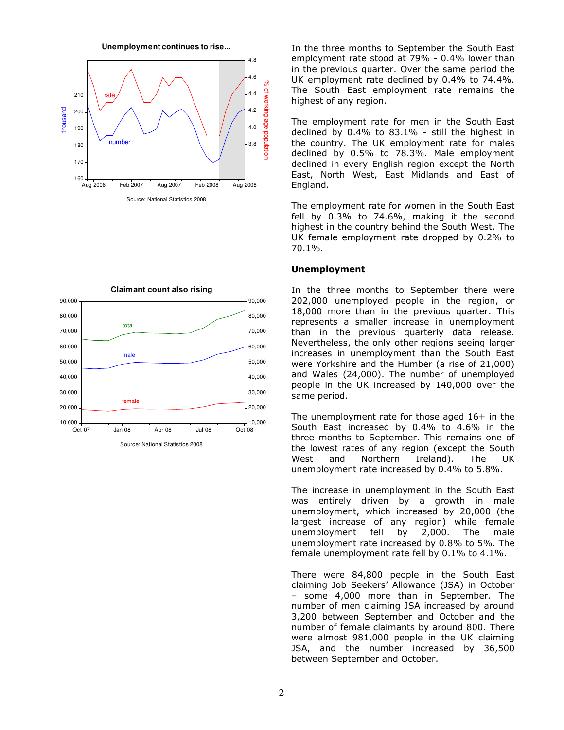**Unemployment continues to rise...**

Source: National Statistics 2008

**Claimant count also rising**

Source: National Statistics 2008

In the three months to September the South East employment rate stood at 79% - 0.4% lower than in the previous quarter. Over the same period the UK employment rate declined by 0.4% to 74.4%. The South East employment rate remains the highest of any region.

The employment rate for men in the South East declined by 0.4% to 83.1% - still the highest in the country. The UK employment rate for males declined by 0.5% to 78.3%. Male employment declined in every English region except the North East, North West, East Midlands and East of England.

The employment rate for women in the South East fell by 0.3% to 74.6%, making it the second highest in the country behind the South West. The UK female employment rate dropped by 0.2% to 70.1%.

## Unemployment

In the three months to September there were 202,000 unemployed people in the region, or 18,000 more than in the previous quarter. This represents a smaller increase in unemployment than in the previous quarterly data release. Nevertheless, the only other regions seeing larger increases in unemployment than the South East were Yorkshire and the Humber (a rise of 21,000) and Wales (24,000). The number of unemployed people in the UK increased by 140,000 over the same period.

The unemployment rate for those aged 16+ in the South East increased by 0.4% to 4.6% in the three months to September. This remains one of the lowest rates of any region (except the South West and Northern Ireland). The UK unemployment rate increased by 0.4% to 5.8%.

The increase in unemployment in the South East was entirely driven by a growth in male unemployment, which increased by 20,000 (the largest increase of any region) while female unemployment fell by 2,000. The male unemployment rate increased by 0.8% to 5%. The female unemployment rate fell by 0.1% to 4.1%.

There were 84,800 people in the South East claiming Job Seekers' Allowance (JSA) in October – some 4,000 more than in September. The number of men claiming JSA increased by around 3,200 between September and October and the number of female claimants by around 800. There were almost 981,000 people in the UK claiming JSA, and the number increased by 36,500 between September and October.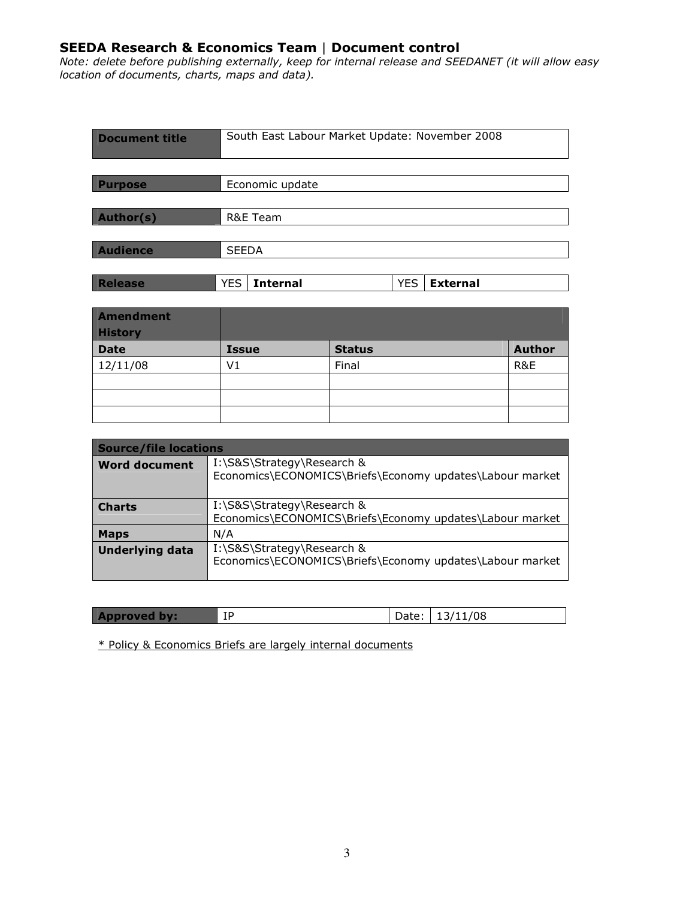# SEEDA Research & Economics Team | Document control

*Note: delete before publishing externally, keep for internal release and SEEDANET (it will allow easy location of documents, charts, maps and data).*

| | |
|---|---|
| **Document title** | South East Labour Market Update: November 2008 |

| | |
|---|---|
| **Purpose** | Economic update |

| | |
|---|---|
| **Author(s)** | R&E Team |

| | |
|---|---|
| **Audience** | SEEDA |

| | | | | |
|---|---|---|---|---|
| **Release** | YES | **Internal** | YES | **External** |

| **Amendment History** | | | |
|---|---|---|---|
| **Date** | **Issue** | **Status** | **Author** |
| 12/11/08 | V1 | Final | R&E |
| | | | |
| | | | |
| | | | |

| **Source/file locations** | |
|---|---|
| **Word document** | I:\S&S\Strategy\Research & Economics\ECONOMICS\Briefs\Economy updates\Labour market |
| **Charts** | I:\S&S\Strategy\Research & Economics\ECONOMICS\Briefs\Economy updates\Labour market |
| **Maps** | N/A |
| **Underlying data** | I:\S&S\Strategy\Research & Economics\ECONOMICS\Briefs\Economy updates\Labour market |

| | | | |
|---|---|---|---|
| **Approved by:** | IP | Date: | 13/11/08 |

* Policy & Economics Briefs are largely internal documents